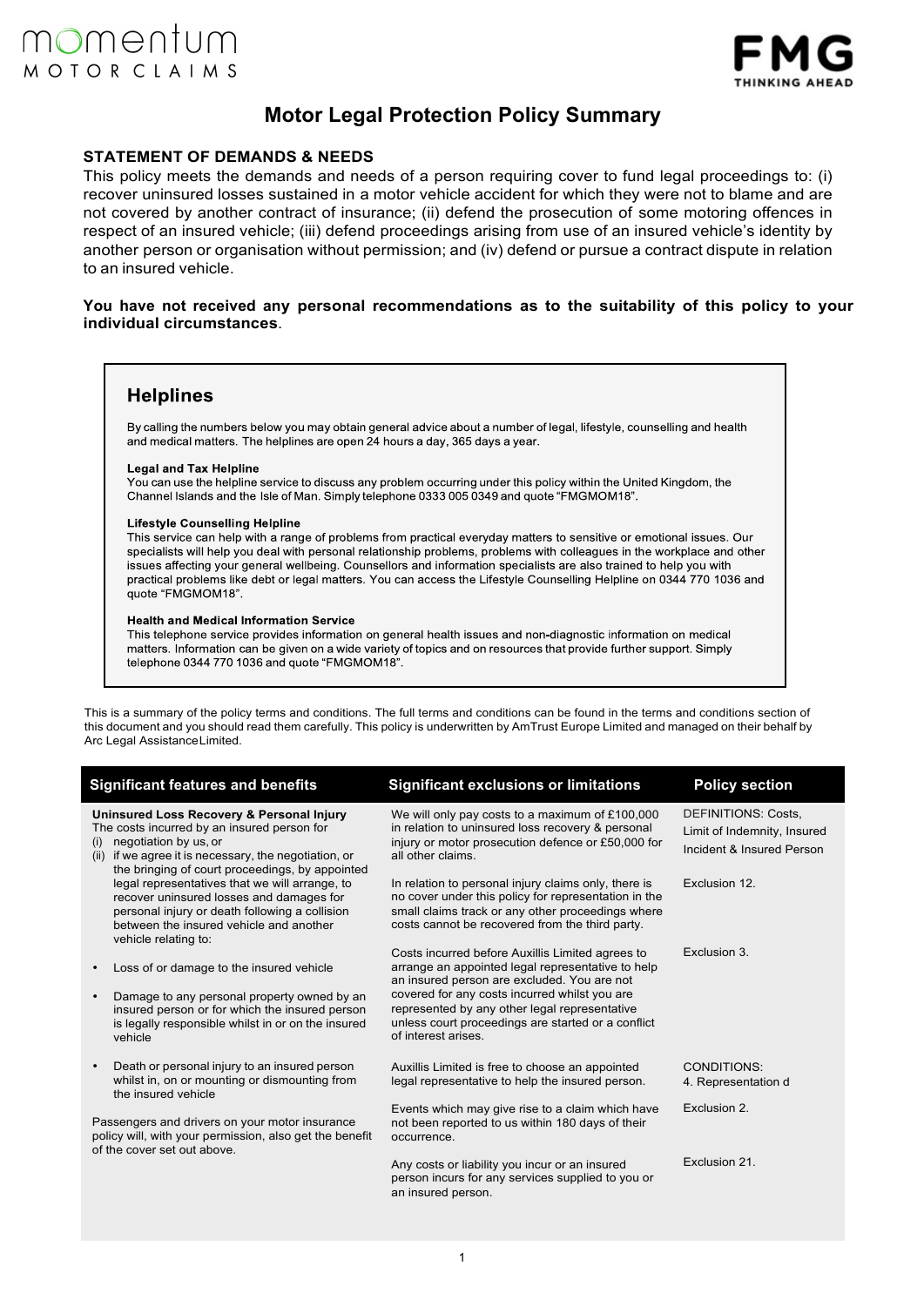momentum MOTOR CLAIMS

FMG THINKING AHEAD

# Motor Legal Protection Policy Summary

## STATEMENT OF DEMANDS & NEEDS

This policy meets the demands and needs of a person requiring cover to fund legal proceedings to: (i) recover uninsured losses sustained in a motor vehicle accident for which they were not to blame and are not covered by another contract of insurance; (ii) defend the prosecution of some motoring offences in respect of an insured vehicle; (iii) defend proceedings arising from use of an insured vehicle's identity by another person or organisation without permission; and (iv) defend or pursue a contract dispute in relation to an insured vehicle.

**You have not received any personal recommendations as to the suitability of this policy to your individual circumstances**.

## Helplines

By calling the numbers below you may obtain general advice about a number of legal, lifestyle, counselling and health and medical matters. The helplines are open 24 hours a day, 365 days a year.

**Legal and Tax Helpline**
You can use the helpline service to discuss any problem occurring under this policy within the United Kingdom, the Channel Islands and the Isle of Man. Simply telephone 0333 005 0349 and quote "FMGMOM18".

**Lifestyle Counselling Helpline**
This service can help with a range of problems from practical everyday matters to sensitive or emotional issues. Our specialists will help you deal with personal relationship problems, problems with colleagues in the workplace and other issues affecting your general wellbeing. Counsellors and information specialists are also trained to help you with practical problems like debt or legal matters. You can access the Lifestyle Counselling Helpline on 0344 770 1036 and quote "FMGMOM18".

**Health and Medical Information Service**
This telephone service provides information on general health issues and non-diagnostic information on medical matters. Information can be given on a wide variety of topics and on resources that provide further support. Simply telephone 0344 770 1036 and quote "FMGMOM18".

This is a summary of the policy terms and conditions. The full terms and conditions can be found in the terms and conditions section of this document and you should read them carefully. This policy is underwritten by AmTrust Europe Limited and managed on their behalf by Arc Legal Assistance Limited.

| Significant features and benefits | Significant exclusions or limitations | Policy section |
|---|---|---|
| **Uninsured Loss Recovery & Personal Injury**<br>The costs incurred by an insured person for<br>(i) negotiation by us, or<br>(ii) if we agree it is necessary, the negotiation, or the bringing of court proceedings, by appointed legal representatives that we will arrange, to recover uninsured losses and damages for personal injury or death following a collision between the insured vehicle and another vehicle relating to:<br>• Loss of or damage to the insured vehicle<br>• Damage to any personal property owned by an insured person or for which the insured person is legally responsible whilst in or on the insured vehicle<br>• Death or personal injury to an insured person whilst in, on or mounting or dismounting from the insured vehicle<br><br>Passengers and drivers on your motor insurance policy will, with your permission, also get the benefit of the cover set out above. | We will only pay costs to a maximum of £100,000 in relation to uninsured loss recovery & personal injury or motor prosecution defence or £50,000 for all other claims. | DEFINITIONS: Costs, Limit of Indemnity, Insured Incident & Insured Person |
| | In relation to personal injury claims only, there is no cover under this policy for representation in the small claims track or any other proceedings where costs cannot be recovered from the third party. | Exclusion 12. |
| | Costs incurred before Auxillis Limited agrees to arrange an appointed legal representative to help an insured person are excluded. You are not covered for any costs incurred whilst you are represented by any other legal representative unless court proceedings are started or a conflict of interest arises. | Exclusion 3. |
| | Auxillis Limited is free to choose an appointed legal representative to help the insured person. | CONDITIONS: 4. Representation d |
| | Events which may give rise to a claim which have not been reported to us within 180 days of their occurrence. | Exclusion 2. |
| | Any costs or liability you incur or an insured person incurs for any services supplied to you or an insured person. | Exclusion 21. |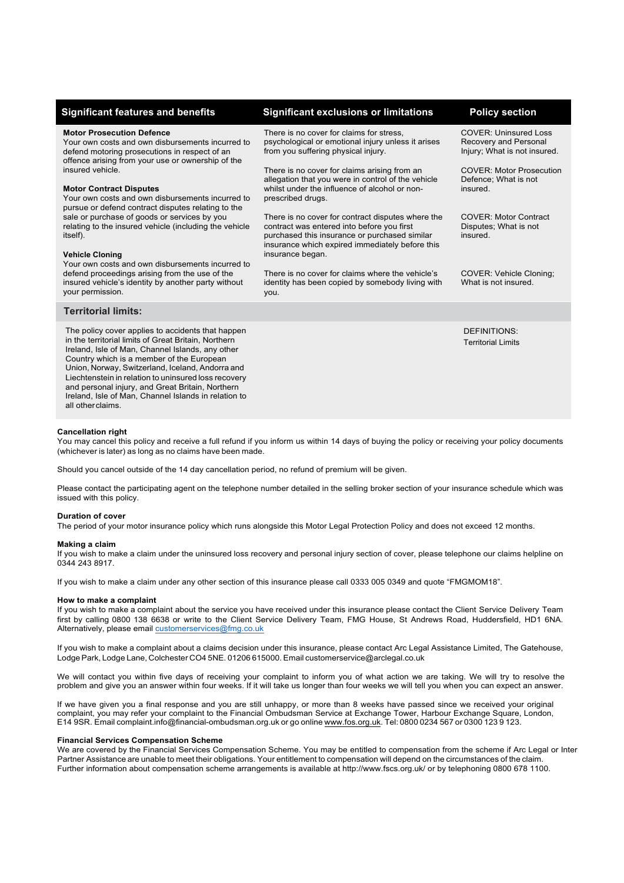| Significant features and benefits | Significant exclusions or limitations | Policy section |
| --- | --- | --- |
| | There is no cover for claims for stress, psychological or emotional injury unless it arises from you suffering physical injury. | COVER: Uninsured Loss Recovery and Personal Injury; What is not insured. |
| **Motor Prosecution Defence**<br>Your own costs and own disbursements incurred to defend motoring prosecutions in respect of an offence arising from your use or ownership of the insured vehicle. | There is no cover for claims arising from an allegation that you were in control of the vehicle whilst under the influence of alcohol or non-prescribed drugs. | COVER: Motor Prosecution Defence; What is not insured. |
| **Motor Contract Disputes**<br>Your own costs and own disbursements incurred to pursue or defend contract disputes relating to the sale or purchase of goods or services by you relating to the insured vehicle (including the vehicle itself). | There is no cover for contract disputes where the contract was entered into before you first purchased this insurance or purchased similar insurance which expired immediately before this insurance began. | COVER: Motor Contract Disputes; What is not insured. |
| **Vehicle Cloning**<br>Your own costs and own disbursements incurred to defend proceedings arising from the use of the insured vehicle's identity by another party without your permission. | There is no cover for claims where the vehicle's identity has been copied by somebody living with you. | COVER: Vehicle Cloning; What is not insured. |
| **Territorial limits:** | | |
| The policy cover applies to accidents that happen in the territorial limits of Great Britain, Northern Ireland, Isle of Man, Channel Islands, any other Country which is a member of the European Union, Norway, Switzerland, Iceland, Andorra and Liechtenstein in relation to uninsured loss recovery and personal injury, and Great Britain, Northern Ireland, Isle of Man, Channel Islands in relation to all other claims. | | DEFINITIONS: Territorial Limits |

**Cancellation right**

You may cancel this policy and receive a full refund if you inform us within 14 days of buying the policy or receiving your policy documents (whichever is later) as long as no claims have been made.

Should you cancel outside of the 14 day cancellation period, no refund of premium will be given.

Please contact the participating agent on the telephone number detailed in the selling broker section of your insurance schedule which was issued with this policy.

**Duration of cover**

The period of your motor insurance policy which runs alongside this Motor Legal Protection Policy and does not exceed 12 months.

**Making a claim**

If you wish to make a claim under the uninsured loss recovery and personal injury section of cover, please telephone our claims helpline on 0344 243 8917.

If you wish to make a claim under any other section of this insurance please call 0333 005 0349 and quote "FMGMOM18".

**How to make a complaint**

If you wish to make a complaint about the service you have received under this insurance please contact the Client Service Delivery Team first by calling 0800 138 6638 or write to the Client Service Delivery Team, FMG House, St Andrews Road, Huddersfield, HD1 6NA. Alternatively, please email customerservices@fmg.co.uk

If you wish to make a complaint about a claims decision under this insurance, please contact Arc Legal Assistance Limited, The Gatehouse, Lodge Park, Lodge Lane, Colchester CO4 5NE. 01206 615000. Email customerservice@arclegal.co.uk

We will contact you within five days of receiving your complaint to inform you of what action we are taking. We will try to resolve the problem and give you an answer within four weeks. If it will take us longer than four weeks we will tell you when you can expect an answer.

If we have given you a final response and you are still unhappy, or more than 8 weeks have passed since we received your original complaint, you may refer your complaint to the Financial Ombudsman Service at Exchange Tower, Harbour Exchange Square, London, E14 9SR. Email complaint.info@financial-ombudsman.org.uk or go online www.fos.org.uk. Tel: 0800 0234 567 or 0300 123 9 123.

**Financial Services Compensation Scheme**

We are covered by the Financial Services Compensation Scheme. You may be entitled to compensation from the scheme if Arc Legal or Inter Partner Assistance are unable to meet their obligations. Your entitlement to compensation will depend on the circumstances of the claim. Further information about compensation scheme arrangements is available at http://www.fscs.org.uk/ or by telephoning 0800 678 1100.